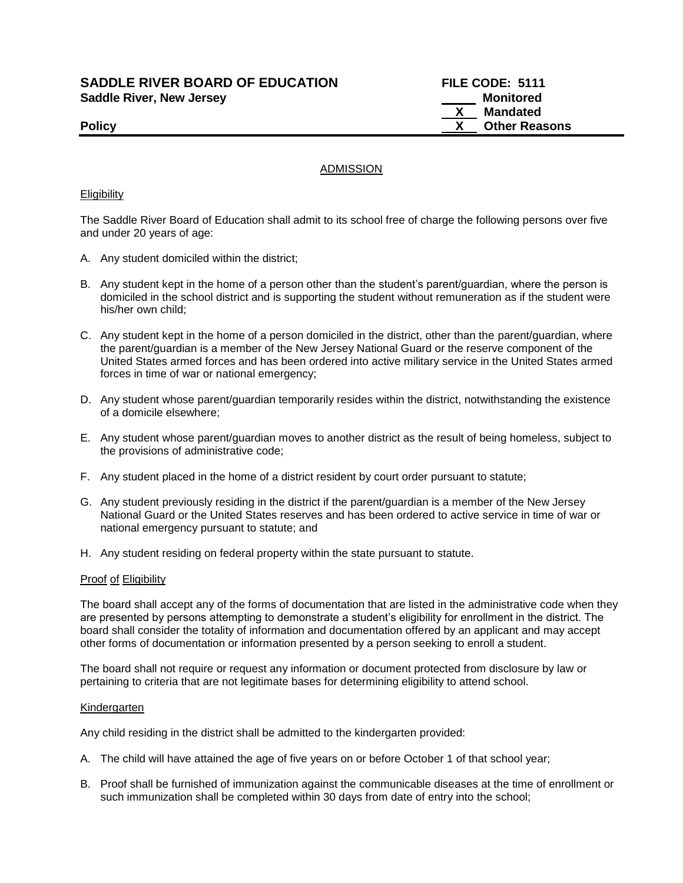**SADDLE RIVER BOARD OF EDUCATION** **FILE CODE: 5111**
**Saddle River, New Jersey**

_____ Monitored
__X__ Mandated
__X__ Other Reasons

**Policy**

## ADMISSION

### Eligibility

The Saddle River Board of Education shall admit to its school free of charge the following persons over five and under 20 years of age:

A. Any student domiciled within the district;

B. Any student kept in the home of a person other than the student's parent/guardian, where the person is domiciled in the school district and is supporting the student without remuneration as if the student were his/her own child;

C. Any student kept in the home of a person domiciled in the district, other than the parent/guardian, where the parent/guardian is a member of the New Jersey National Guard or the reserve component of the United States armed forces and has been ordered into active military service in the United States armed forces in time of war or national emergency;

D. Any student whose parent/guardian temporarily resides within the district, notwithstanding the existence of a domicile elsewhere;

E. Any student whose parent/guardian moves to another district as the result of being homeless, subject to the provisions of administrative code;

F. Any student placed in the home of a district resident by court order pursuant to statute;

G. Any student previously residing in the district if the parent/guardian is a member of the New Jersey National Guard or the United States reserves and has been ordered to active service in time of war or national emergency pursuant to statute; and

H. Any student residing on federal property within the state pursuant to statute.

### Proof of Eligibility

The board shall accept any of the forms of documentation that are listed in the administrative code when they are presented by persons attempting to demonstrate a student's eligibility for enrollment in the district. The board shall consider the totality of information and documentation offered by an applicant and may accept other forms of documentation or information presented by a person seeking to enroll a student.

The board shall not require or request any information or document protected from disclosure by law or pertaining to criteria that are not legitimate bases for determining eligibility to attend school.

### Kindergarten

Any child residing in the district shall be admitted to the kindergarten provided:

A. The child will have attained the age of five years on or before October 1 of that school year;

B. Proof shall be furnished of immunization against the communicable diseases at the time of enrollment or such immunization shall be completed within 30 days from date of entry into the school;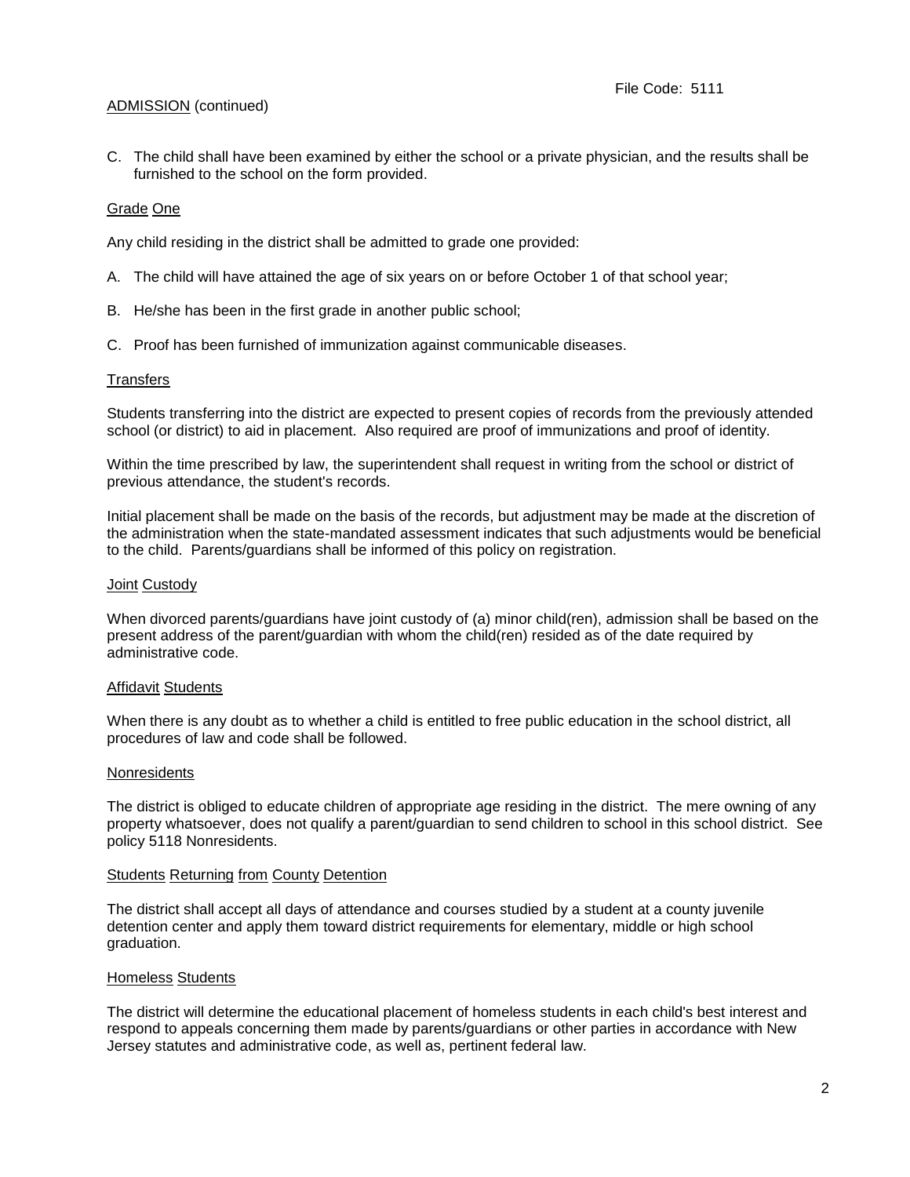ADMISSION (continued)

C. The child shall have been examined by either the school or a private physician, and the results shall be furnished to the school on the form provided.

Grade One

Any child residing in the district shall be admitted to grade one provided:

A. The child will have attained the age of six years on or before October 1 of that school year;

B. He/she has been in the first grade in another public school;

C. Proof has been furnished of immunization against communicable diseases.

Transfers

Students transferring into the district are expected to present copies of records from the previously attended school (or district) to aid in placement. Also required are proof of immunizations and proof of identity.

Within the time prescribed by law, the superintendent shall request in writing from the school or district of previous attendance, the student's records.

Initial placement shall be made on the basis of the records, but adjustment may be made at the discretion of the administration when the state-mandated assessment indicates that such adjustments would be beneficial to the child. Parents/guardians shall be informed of this policy on registration.

Joint Custody

When divorced parents/guardians have joint custody of (a) minor child(ren), admission shall be based on the present address of the parent/guardian with whom the child(ren) resided as of the date required by administrative code.

Affidavit Students

When there is any doubt as to whether a child is entitled to free public education in the school district, all procedures of law and code shall be followed.

Nonresidents

The district is obliged to educate children of appropriate age residing in the district. The mere owning of any property whatsoever, does not qualify a parent/guardian to send children to school in this school district. See policy 5118 Nonresidents.

Students Returning from County Detention

The district shall accept all days of attendance and courses studied by a student at a county juvenile detention center and apply them toward district requirements for elementary, middle or high school graduation.

Homeless Students

The district will determine the educational placement of homeless students in each child's best interest and respond to appeals concerning them made by parents/guardians or other parties in accordance with New Jersey statutes and administrative code, as well as, pertinent federal law.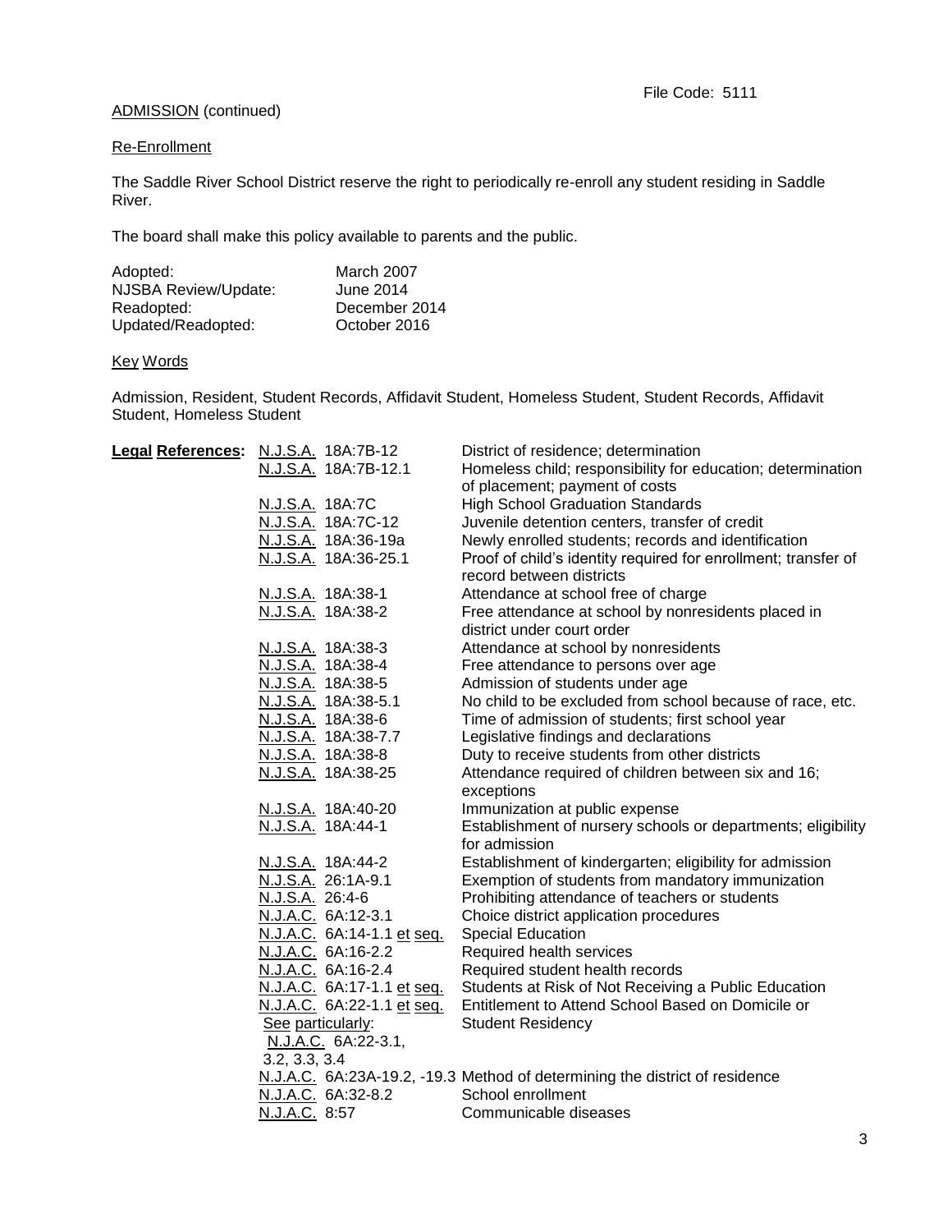File Code: 5111

ADMISSION (continued)

Re-Enrollment

The Saddle River School District reserve the right to periodically re-enroll any student residing in Saddle River.

The board shall make this policy available to parents and the public.

| | |
|---|---|
| Adopted: | March 2007 |
| NJSBA Review/Update: | June 2014 |
| Readopted: | December 2014 |
| Updated/Readopted: | October 2016 |

Key Words

Admission, Resident, Student Records, Affidavit Student, Homeless Student, Student Records, Affidavit Student, Homeless Student

**Legal References:**

| | |
|---|---|
| N.J.S.A. 18A:7B-12 | District of residence; determination |
| N.J.S.A. 18A:7B-12.1 | Homeless child; responsibility for education; determination of placement; payment of costs |
| N.J.S.A. 18A:7C | High School Graduation Standards |
| N.J.S.A. 18A:7C-12 | Juvenile detention centers, transfer of credit |
| N.J.S.A. 18A:36-19a | Newly enrolled students; records and identification |
| N.J.S.A. 18A:36-25.1 | Proof of child's identity required for enrollment; transfer of record between districts |
| N.J.S.A. 18A:38-1 | Attendance at school free of charge |
| N.J.S.A. 18A:38-2 | Free attendance at school by nonresidents placed in district under court order |
| N.J.S.A. 18A:38-3 | Attendance at school by nonresidents |
| N.J.S.A. 18A:38-4 | Free attendance to persons over age |
| N.J.S.A. 18A:38-5 | Admission of students under age |
| N.J.S.A. 18A:38-5.1 | No child to be excluded from school because of race, etc. |
| N.J.S.A. 18A:38-6 | Time of admission of students; first school year |
| N.J.S.A. 18A:38-7.7 | Legislative findings and declarations |
| N.J.S.A. 18A:38-8 | Duty to receive students from other districts |
| N.J.S.A. 18A:38-25 | Attendance required of children between six and 16; exceptions |
| N.J.S.A. 18A:40-20 | Immunization at public expense |
| N.J.S.A. 18A:44-1 | Establishment of nursery schools or departments; eligibility for admission |
| N.J.S.A. 18A:44-2 | Establishment of kindergarten; eligibility for admission |
| N.J.S.A. 26:1A-9.1 | Exemption of students from mandatory immunization |
| N.J.S.A. 26:4-6 | Prohibiting attendance of teachers or students |
| N.J.A.C. 6A:12-3.1 | Choice district application procedures |
| N.J.A.C. 6A:14-1.1 et seq. | Special Education |
| N.J.A.C. 6A:16-2.2 | Required health services |
| N.J.A.C. 6A:16-2.4 | Required student health records |
| N.J.A.C. 6A:17-1.1 et seq. | Students at Risk of Not Receiving a Public Education |
| N.J.A.C. 6A:22-1.1 et seq. See particularly: N.J.A.C. 6A:22-3.1, 3.2, 3.3, 3.4 | Entitlement to Attend School Based on Domicile or Student Residency |
| N.J.A.C. 6A:23A-19.2, -19.3 | Method of determining the district of residence |
| N.J.A.C. 6A:32-8.2 | School enrollment |
| N.J.A.C. 8:57 | Communicable diseases |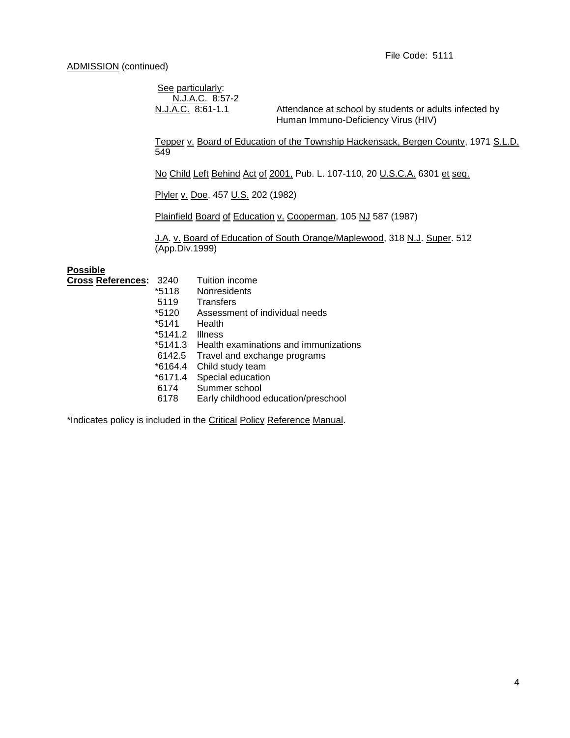ADMISSION (continued)

See particularly:
N.J.A.C. 8:57-2
N.J.A.C. 8:61-1.1 Attendance at school by students or adults infected by Human Immuno-Deficiency Virus (HIV)

Tepper v. Board of Education of the Township Hackensack, Bergen County, 1971 S.L.D. 549

No Child Left Behind Act of 2001, Pub. L. 107-110, 20 U.S.C.A. 6301 et seq.

Plyler v. Doe, 457 U.S. 202 (1982)

Plainfield Board of Education v. Cooperman, 105 NJ 587 (1987)

J.A. v. Board of Education of South Orange/Maplewood, 318 N.J. Super. 512 (App.Div.1999)

**Possible Cross References:**

| | |
|---|---|
| 3240 | Tuition income |
| *5118 | Nonresidents |
| 5119 | Transfers |
| *5120 | Assessment of individual needs |
| *5141 | Health |
| *5141.2 | Illness |
| *5141.3 | Health examinations and immunizations |
| 6142.5 | Travel and exchange programs |
| *6164.4 | Child study team |
| *6171.4 | Special education |
| 6174 | Summer school |
| 6178 | Early childhood education/preschool |

*Indicates policy is included in the Critical Policy Reference Manual.